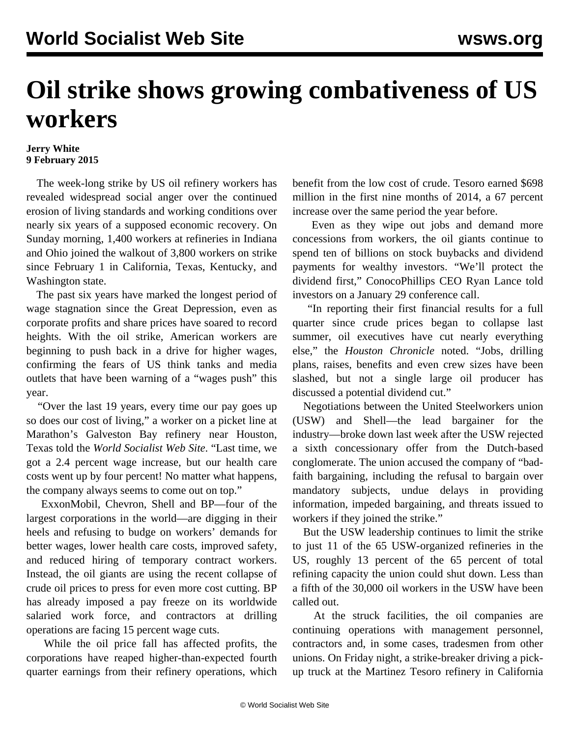# Oil strike shows growing combativeness of US workers

**Jerry White**
**9 February 2015**

The week-long strike by US oil refinery workers has revealed widespread social anger over the continued erosion of living standards and working conditions over nearly six years of a supposed economic recovery. On Sunday morning, 1,400 workers at refineries in Indiana and Ohio joined the walkout of 3,800 workers on strike since February 1 in California, Texas, Kentucky, and Washington state.

The past six years have marked the longest period of wage stagnation since the Great Depression, even as corporate profits and share prices have soared to record heights. With the oil strike, American workers are beginning to push back in a drive for higher wages, confirming the fears of US think tanks and media outlets that have been warning of a "wages push" this year.

"Over the last 19 years, every time our pay goes up so does our cost of living," a worker on a picket line at Marathon's Galveston Bay refinery near Houston, Texas told the *World Socialist Web Site*. "Last time, we got a 2.4 percent wage increase, but our health care costs went up by four percent! No matter what happens, the company always seems to come out on top."

ExxonMobil, Chevron, Shell and BP—four of the largest corporations in the world—are digging in their heels and refusing to budge on workers' demands for better wages, lower health care costs, improved safety, and reduced hiring of temporary contract workers. Instead, the oil giants are using the recent collapse of crude oil prices to press for even more cost cutting. BP has already imposed a pay freeze on its worldwide salaried work force, and contractors at drilling operations are facing 15 percent wage cuts.

While the oil price fall has affected profits, the corporations have reaped higher-than-expected fourth quarter earnings from their refinery operations, which benefit from the low cost of crude. Tesoro earned $698 million in the first nine months of 2014, a 67 percent increase over the same period the year before.

Even as they wipe out jobs and demand more concessions from workers, the oil giants continue to spend ten of billions on stock buybacks and dividend payments for wealthy investors. "We'll protect the dividend first," ConocoPhillips CEO Ryan Lance told investors on a January 29 conference call.

"In reporting their first financial results for a full quarter since crude prices began to collapse last summer, oil executives have cut nearly everything else," the *Houston Chronicle* noted. "Jobs, drilling plans, raises, benefits and even crew sizes have been slashed, but not a single large oil producer has discussed a potential dividend cut."

Negotiations between the United Steelworkers union (USW) and Shell—the lead bargainer for the industry—broke down last week after the USW rejected a sixth concessionary offer from the Dutch-based conglomerate. The union accused the company of "bad-faith bargaining, including the refusal to bargain over mandatory subjects, undue delays in providing information, impeded bargaining, and threats issued to workers if they joined the strike."

But the USW leadership continues to limit the strike to just 11 of the 65 USW-organized refineries in the US, roughly 13 percent of the 65 percent of total refining capacity the union could shut down. Less than a fifth of the 30,000 oil workers in the USW have been called out.

At the struck facilities, the oil companies are continuing operations with management personnel, contractors and, in some cases, tradesmen from other unions. On Friday night, a strike-breaker driving a pick-up truck at the Martinez Tesoro refinery in California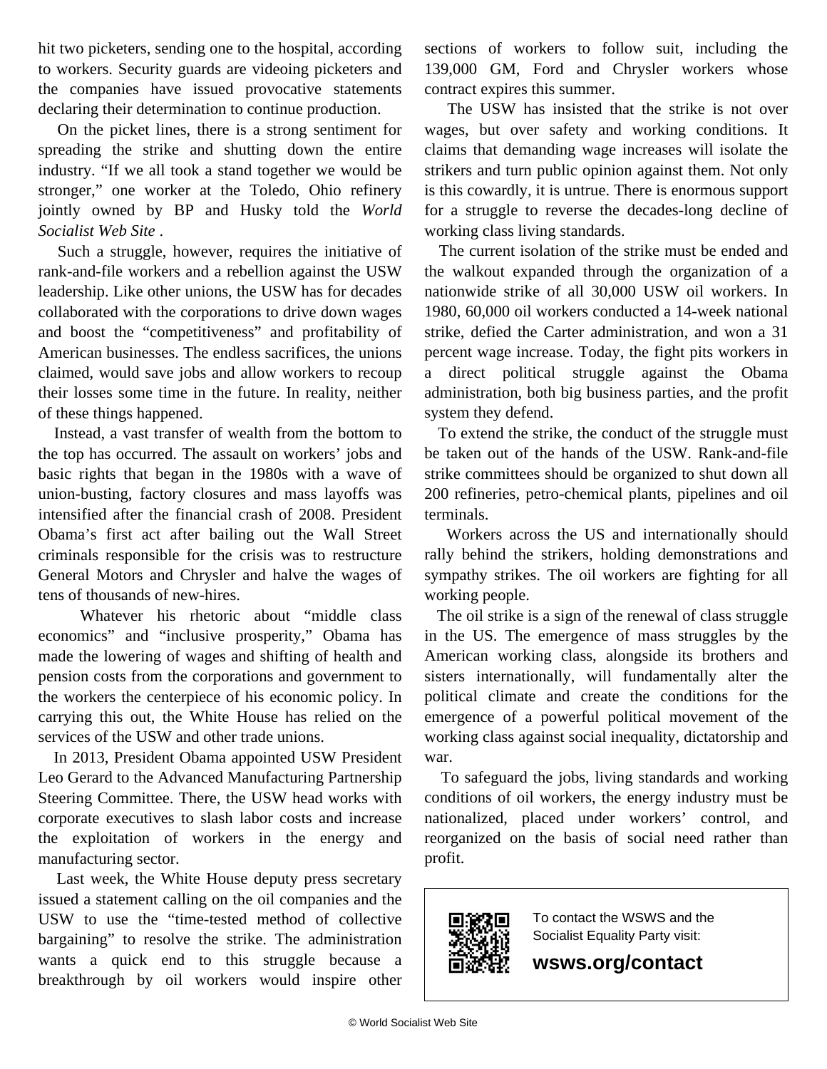hit two picketers, sending one to the hospital, according to workers. Security guards are videoing picketers and the companies have issued provocative statements declaring their determination to continue production.

On the picket lines, there is a strong sentiment for spreading the strike and shutting down the entire industry. "If we all took a stand together we would be stronger," one worker at the Toledo, Ohio refinery jointly owned by BP and Husky told the *World Socialist Web Site* .

Such a struggle, however, requires the initiative of rank-and-file workers and a rebellion against the USW leadership. Like other unions, the USW has for decades collaborated with the corporations to drive down wages and boost the "competitiveness" and profitability of American businesses. The endless sacrifices, the unions claimed, would save jobs and allow workers to recoup their losses some time in the future. In reality, neither of these things happened.

Instead, a vast transfer of wealth from the bottom to the top has occurred. The assault on workers' jobs and basic rights that began in the 1980s with a wave of union-busting, factory closures and mass layoffs was intensified after the financial crash of 2008. President Obama's first act after bailing out the Wall Street criminals responsible for the crisis was to restructure General Motors and Chrysler and halve the wages of tens of thousands of new-hires.

Whatever his rhetoric about "middle class economics" and "inclusive prosperity," Obama has made the lowering of wages and shifting of health and pension costs from the corporations and government to the workers the centerpiece of his economic policy. In carrying this out, the White House has relied on the services of the USW and other trade unions.

In 2013, President Obama appointed USW President Leo Gerard to the Advanced Manufacturing Partnership Steering Committee. There, the USW head works with corporate executives to slash labor costs and increase the exploitation of workers in the energy and manufacturing sector.

Last week, the White House deputy press secretary issued a statement calling on the oil companies and the USW to use the "time-tested method of collective bargaining" to resolve the strike. The administration wants a quick end to this struggle because a breakthrough by oil workers would inspire other sections of workers to follow suit, including the 139,000 GM, Ford and Chrysler workers whose contract expires this summer.

The USW has insisted that the strike is not over wages, but over safety and working conditions. It claims that demanding wage increases will isolate the strikers and turn public opinion against them. Not only is this cowardly, it is untrue. There is enormous support for a struggle to reverse the decades-long decline of working class living standards.

The current isolation of the strike must be ended and the walkout expanded through the organization of a nationwide strike of all 30,000 USW oil workers. In 1980, 60,000 oil workers conducted a 14-week national strike, defied the Carter administration, and won a 31 percent wage increase. Today, the fight pits workers in a direct political struggle against the Obama administration, both big business parties, and the profit system they defend.

To extend the strike, the conduct of the struggle must be taken out of the hands of the USW. Rank-and-file strike committees should be organized to shut down all 200 refineries, petro-chemical plants, pipelines and oil terminals.

Workers across the US and internationally should rally behind the strikers, holding demonstrations and sympathy strikes. The oil workers are fighting for all working people.

The oil strike is a sign of the renewal of class struggle in the US. The emergence of mass struggles by the American working class, alongside its brothers and sisters internationally, will fundamentally alter the political climate and create the conditions for the emergence of a powerful political movement of the working class against social inequality, dictatorship and war.

To safeguard the jobs, living standards and working conditions of oil workers, the energy industry must be nationalized, placed under workers' control, and reorganized on the basis of social need rather than profit.

To contact the WSWS and the Socialist Equality Party visit:

**wsws.org/contact**